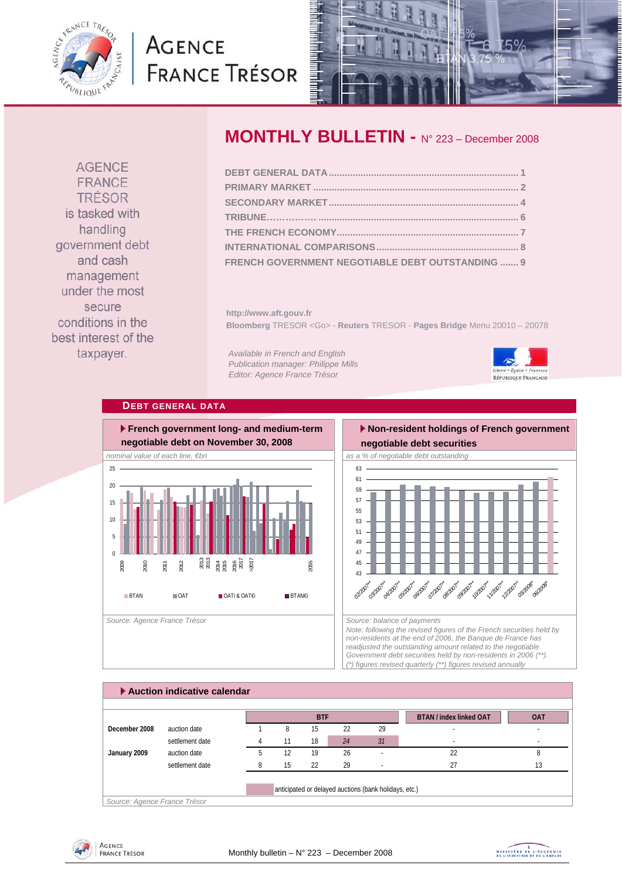# AGENCE FRANCE TRÉSOR

AGENCE FRANCE TRÉSOR is tasked with handling government debt and cash management under the most secure conditions in the best interest of the taxpayer.

## MONTHLY BULLETIN - N° 223 – December 2008

- DEBT GENERAL DATA ........ 1
- PRIMARY MARKET ........ 2
- SECONDARY MARKET ........ 4
- TRIBUNE ........ 6
- THE FRENCH ECONOMY ........ 7
- INTERNATIONAL COMPARISONS ........ 8
- FRENCH GOVERNMENT NEGOTIABLE DEBT OUTSTANDING ........ 9

http://www.aft.gouv.fr

**Bloomberg** TRESOR <Go> - **Reuters** TRESOR - **Pages Bridge** Menu 20010 – 20078

*Available in French and English*
*Publication manager: Philippe Mills*
*Editor: Agence France Trésor*

## DEBT GENERAL DATA

### French government long- and medium-term negotiable debt on November 30, 2008

*nominal value of each line, €bn*

Legend: BTAN, OAT, OATi & OAT€i, BTAN€i

*Source: Agence France Trésor*

### Non-resident holdings of French government negotiable debt securities

*as a % of negotiable debt outstanding*

*Source: balance of payments*
*Note: following the revised figures of the French securities held by non-residents at the end of 2006, the Banque de France has readjusted the outstanding amount related to the negotiable Government debt securities held by non-residents in 2006 (\*\*).*
*(\*) figures revised quarterly (\*\*) figures revised annually*

### Auction indicative calendar

| | | BTF | | | | | BTAN / index linked OAT | OAT |
|---|---|---|---|---|---|---|---|---|
| December 2008 | auction date | 1 | 8 | 15 | 22 | 29 | - | - |
| | settlement date | 4 | 11 | 18 | *24* | *31* | - | - |
| January 2009 | auction date | 5 | 12 | 19 | 26 | - | 22 | 8 |
| | settlement date | 8 | 15 | 22 | 29 | - | 27 | 13 |

anticipated or delayed auctions (bank holidays, etc.)

*Source: Agence France Trésor*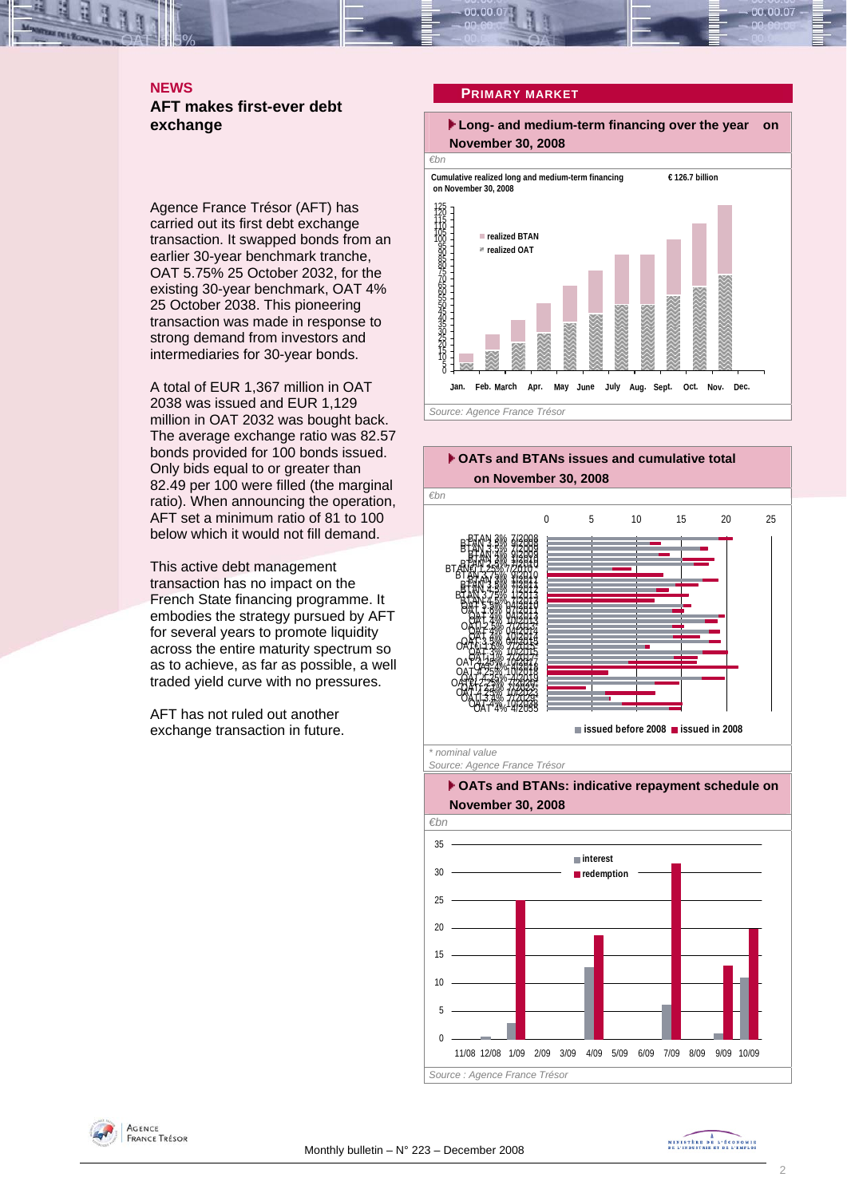## NEWS

### AFT makes first-ever debt exchange

Agence France Trésor (AFT) has carried out its first debt exchange transaction. It swapped bonds from an earlier 30-year benchmark tranche, OAT 5.75% 25 October 2032, for the existing 30-year benchmark, OAT 4% 25 October 2038. This pioneering transaction was made in response to strong demand from investors and intermediaries for 30-year bonds.

A total of EUR 1,367 million in OAT 2038 was issued and EUR 1,129 million in OAT 2032 was bought back. The average exchange ratio was 82.57 bonds provided for 100 bonds issued. Only bids equal to or greater than 82.49 per 100 were filled (the marginal ratio). When announcing the operation, AFT set a minimum ratio of 81 to 100 below which it would not fill demand.

This active debt management transaction has no impact on the French State financing programme. It embodies the strategy pursued by AFT for several years to promote liquidity across the entire maturity spectrum so as to achieve, as far as possible, a well traded yield curve with no pressures.

AFT has not ruled out another exchange transaction in future.

## PRIMARY MARKET

**Long- and medium-term financing over the year on November 30, 2008**

€bn

Cumulative realized long and medium-term financing on November 30, 2008: € 126.7 billion

Legend: realized BTAN; realized OAT

Months: Jan., Feb., March, Apr., May, June, July, Aug., Sept., Oct., Nov., Dec.

Source: Agence France Trésor

**OATs and BTANs issues and cumulative total on November 30, 2008**

€bn

Legend: issued before 2008; issued in 2008

\* nominal value

Source: Agence France Trésor

**OATs and BTANs: indicative repayment schedule on November 30, 2008**

€bn

Legend: interest; redemption

Months: 11/08, 12/08, 1/09, 2/09, 3/09, 4/09, 5/09, 6/09, 7/09, 8/09, 9/09, 10/09

Source : Agence France Trésor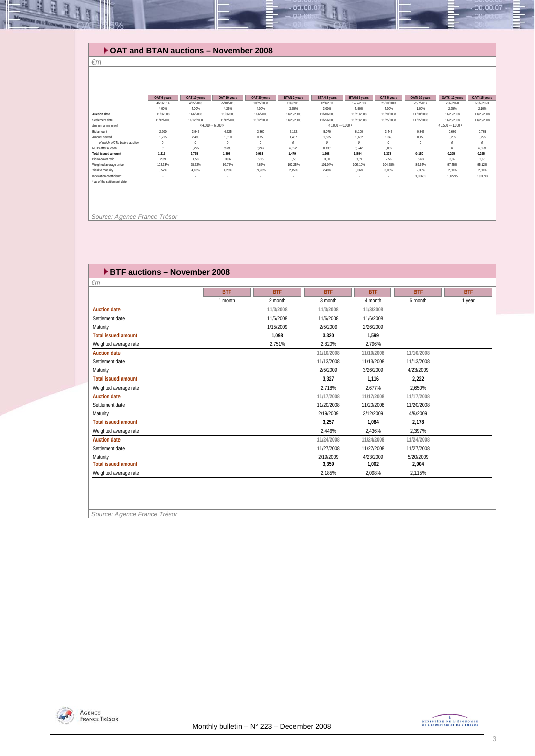## OAT and BTAN auctions – November 2008

*€m*

| | OAT 6 years | OAT 10 years | OAT 10 years | OAT 30 years | BTAN 2 years | BTAN 3 years | BTAN 5 years | OAT 5 years | OATi 10 years | OAT€i 12 years | OATi 15 years |
|---|---|---|---|---|---|---|---|---|---|---|---|
| | 4/25/2014 | 4/25/2018 | 25/10/2018 | 10/25/2038 | 12/9/2010 | 12/1/2011 | 12/7/2013 | 25/10/2013 | 25/7/2017 | 25/7/2020 | 25/7/2023 |
| | 4,00% | 4,00% | 4,25% | 4,00% | 3,75% | 3,00% | 4,50% | 4,00% | 1,00% | 2,25% | 2,10% |
| **Auction date** | 11/6/2008 | 11/6/2008 | 11/6/2008 | 11/6/2008 | 11/20/2008 | 11/20/2008 | 11/20/2008 | 11/20/2008 | 11/20/2008 | 11/20/2008 | 11/20/2008 |
| Settlement date | 11/12/2008 | 11/12/2008 | 11/12/2008 | 11/12/2008 | 11/25/2008 | 11/25/2008 | 11/25/2008 | 11/25/2008 | 11/25/2008 | 11/25/2008 | 11/25/2008 |
| Amount announced | | < 4,500 — 6,000 > | | | | < 5,000 — 6,000 > | | | | < 0,500 — 1,000 > | |
| Bid amount | 2,900 | 3,945 | 4,625 | 3,860 | 5,172 | 5,070 | 6,100 | 3,443 | 0,845 | 0,680 | 0,785 |
| Amount served | 1,215 | 2,490 | 1,510 | 0,750 | 1,457 | 1,535 | 1,652 | 1,343 | 0,150 | 0,205 | 0,295 |
| *of which: NCTs before auction* | *0* | *0* | *0* | *0* | *0* | *0* | *0* | *0* | *0* | *0* | *0* |
| NCTs after auction | *0* | *0,275* | *0,388* | *0,213* | *0,022* | *0,133* | *0,242* | *0,035* | *0* | *0* | *0,000* |
| **Total issued amount** | **1,215** | **2,765** | **1,898** | **0,963** | **1,479** | **1,668** | **1,894** | **1,378** | **0,150** | **0,205** | **0,295** |
| Bid-to-cover ratio | 2,39 | 1,58 | 3,06 | 5,15 | 3,55 | 3,30 | 3,69 | 2,56 | 5,63 | 3,32 | 2,66 |
| Weighted average price | 102,33% | 98,62% | 99,75% | 4,62% | 102,25% | 101,04% | 106,10% | 104,28% | 89,64% | 97,45% | 95,12% |
| Yield to maturity | 3,52% | 4,18% | 4,28% | 89,98% | 2,45% | 2,49% | 3,06% | 3,05% | 2,33% | 2,50% | 2,50% |
| Indexation coefficient* | - | - | - | - | - | - | - | - | 1,06655 | 1,12795 | 1,03393 |

\* as of the settlement date

Source: Agence France Trésor

## BTF auctions – November 2008

*€m*

| | BTF | BTF | BTF | BTF | BTF | BTF |
|---|---|---|---|---|---|---|
| | 1 month | 2 month | 3 month | 4 month | 6 month | 1 year |
| **Auction date** | | 11/3/2008 | 11/3/2008 | 11/3/2008 | | |
| Settlement date | | 11/6/2008 | 11/6/2008 | 11/6/2008 | | |
| Maturity | | 1/15/2009 | 2/5/2009 | 2/26/2009 | | |
| **Total issued amount** | | **1,098** | **3,320** | **1,599** | | |
| Weighted average rate | | 2.751% | 2.820% | 2.796% | | |
| **Auction date** | | | 11/10/2008 | 11/10/2008 | 11/10/2008 | |
| Settlement date | | | 11/13/2008 | 11/13/2008 | 11/13/2008 | |
| Maturity | | | 2/5/2009 | 3/26/2009 | 4/23/2009 | |
| **Total issued amount** | | | **3,327** | **1,116** | **2,222** | |
| Weighted average rate | | | 2.718% | 2.677% | 2,650% | |
| **Auction date** | | | 11/17/2008 | 11/17/2008 | 11/17/2008 | |
| Settlement date | | | 11/20/2008 | 11/20/2008 | 11/20/2008 | |
| Maturity | | | 2/19/2009 | 3/12/2009 | 4/9/2009 | |
| **Total issued amount** | | | **3,257** | **1,084** | **2,178** | |
| Weighted average rate | | | 2,446% | 2,436% | 2,397% | |
| **Auction date** | | | 11/24/2008 | 11/24/2008 | 11/24/2008 | |
| Settlement date | | | 11/27/2008 | 11/27/2008 | 11/27/2008 | |
| Maturity | | | 2/19/2009 | 4/23/2009 | 5/20/2009 | |
| **Total issued amount** | | | **3,359** | **1,002** | **2,004** | |
| Weighted average rate | | | 2,185% | 2,098% | 2,115% | |

Source: Agence France Trésor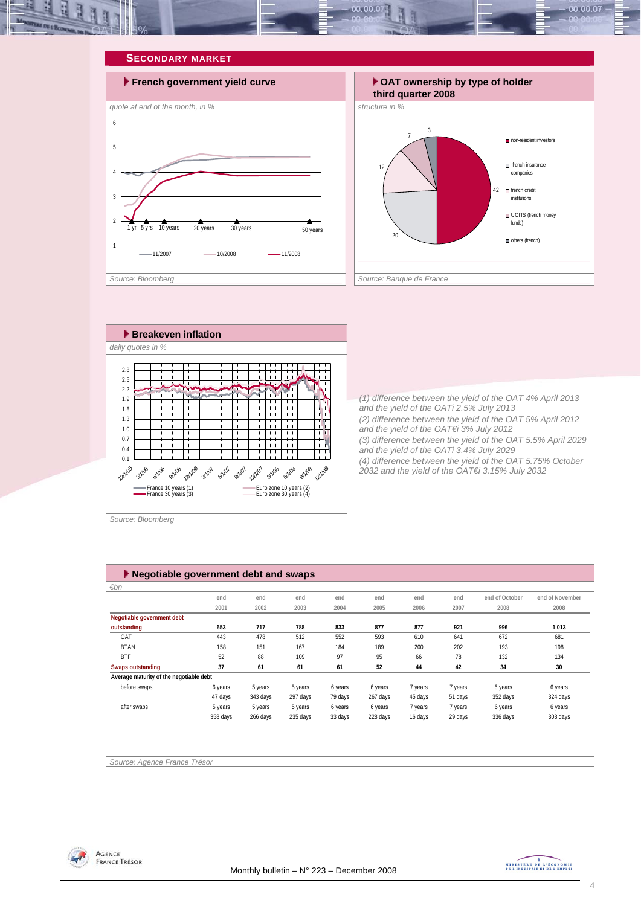## Secondary market

### French government yield curve

*quote at end of the month, in %*

Source: Bloomberg

### OAT ownership by type of holder third quarter 2008

*structure in %*

| Holder | % |
|---|---|
| non-resident investors | 42 |
| french insurance companies | 20 |
| french credit institutions | 12 |
| UCITS (french money funds) | 7 |
| others (french) | 3 |

Source: Banque de France

### Breakeven inflation

*daily quotes in %*

Source: Bloomberg

*(1) difference between the yield of the OAT 4% April 2013 and the yield of the OATi 2.5% July 2013*

*(2) difference between the yield of the OAT 5% April 2012 and the yield of the OAT€i 3% July 2012*

*(3) difference between the yield of the OAT 5.5% April 2029 and the yield of the OATi 3.4% July 2029*

*(4) difference between the yield of the OAT 5.75% October 2032 and the yield of the OAT€i 3.15% July 2032*

### Negotiable government debt and swaps

*€bn*

| | end 2001 | end 2002 | end 2003 | end 2004 | end 2005 | end 2006 | end 2007 | end of October 2008 | end of November 2008 |
|---|---|---|---|---|---|---|---|---|---|
| **Negotiable government debt outstanding** | **653** | **717** | **788** | **833** | **877** | **877** | **921** | **996** | **1 013** |
| OAT | 443 | 478 | 512 | 552 | 593 | 610 | 641 | 672 | 681 |
| BTAN | 158 | 151 | 167 | 184 | 189 | 200 | 202 | 193 | 198 |
| BTF | 52 | 88 | 109 | 97 | 95 | 66 | 78 | 132 | 134 |
| **Swaps outstanding** | **37** | **61** | **61** | **61** | **52** | **44** | **42** | **34** | **30** |
| **Average maturity of the negotiable debt** | | | | | | | | | |
| before swaps | 6 years 47 days | 5 years 343 days | 5 years 297 days | 6 years 79 days | 6 years 267 days | 7 years 45 days | 7 years 51 days | 6 years 352 days | 6 years 324 days |
| after swaps | 5 years 358 days | 5 years 266 days | 5 years 235 days | 6 years 33 days | 6 years 228 days | 7 years 16 days | 7 years 29 days | 6 years 336 days | 6 years 308 days |

Source: Agence France Trésor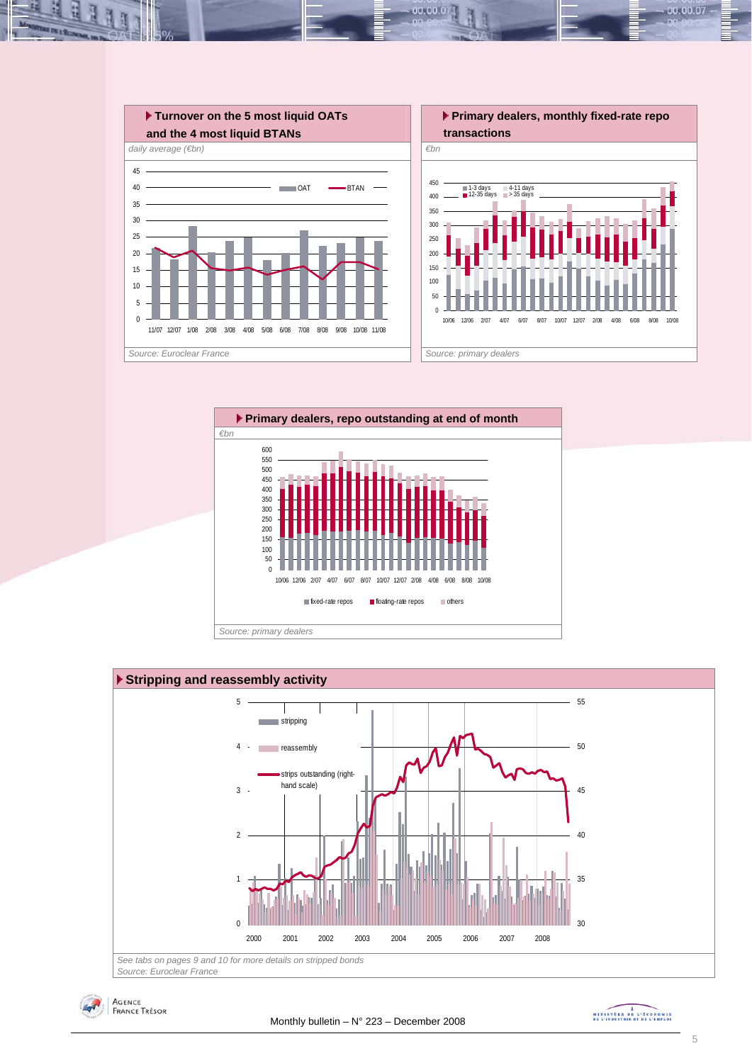### Turnover on the 5 most liquid OATs and the 4 most liquid BTANs

*daily average (€bn)*

*Source: Euroclear France*

### Primary dealers, monthly fixed-rate repo transactions

*€bn*

*Source: primary dealers*

### Primary dealers, repo outstanding at end of month

*€bn*

*Source: primary dealers*

### Stripping and reassembly activity

*See tabs on pages 9 and 10 for more details on stripped bonds*

*Source: Euroclear France*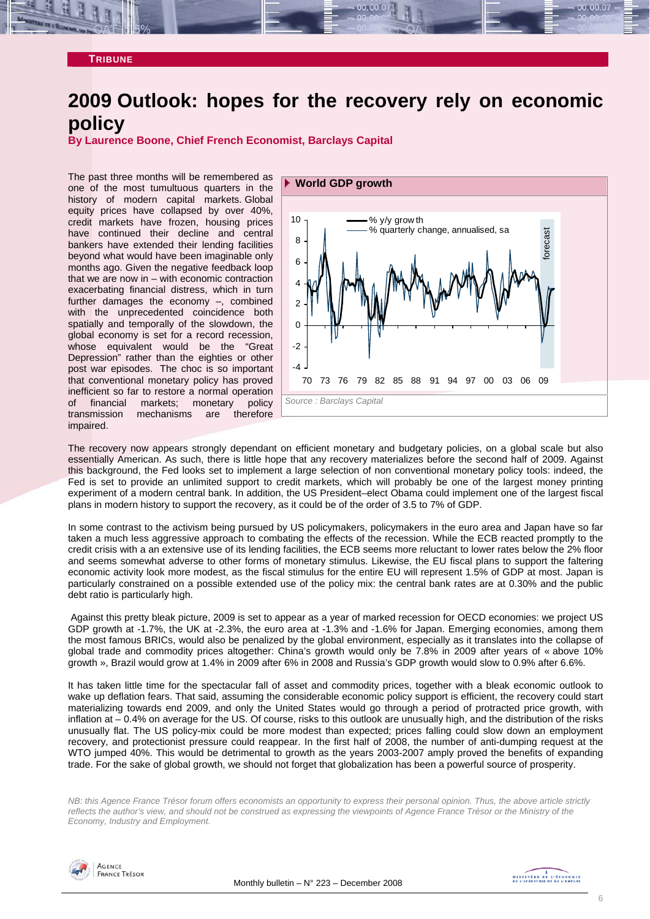**TRIBUNE**

# 2009 Outlook: hopes for the recovery rely on economic policy

**By Laurence Boone, Chief French Economist, Barclays Capital**

The past three months will be remembered as one of the most tumultuous quarters in the history of modern capital markets. Global equity prices have collapsed by over 40%, credit markets have frozen, housing prices have continued their decline and central bankers have extended their lending facilities beyond what would have been imaginable only months ago. Given the negative feedback loop that we are now in – with economic contraction exacerbating financial distress, which in turn further damages the economy –, combined with the unprecedented coincidence both spatially and temporally of the slowdown, the global economy is set for a record recession, whose equivalent would be the "Great Depression" rather than the eighties or other post war episodes. The choc is so important that conventional monetary policy has proved inefficient so far to restore a normal operation of financial markets; monetary policy transmission mechanisms are therefore impaired.

**World GDP growth**

Source : Barclays Capital

The recovery now appears strongly dependant on efficient monetary and budgetary policies, on a global scale but also essentially American. As such, there is little hope that any recovery materializes before the second half of 2009. Against this background, the Fed looks set to implement a large selection of non conventional monetary policy tools: indeed, the Fed is set to provide an unlimited support to credit markets, which will probably be one of the largest money printing experiment of a modern central bank. In addition, the US President–elect Obama could implement one of the largest fiscal plans in modern history to support the recovery, as it could be of the order of 3.5 to 7% of GDP.

In some contrast to the activism being pursued by US policymakers, policymakers in the euro area and Japan have so far taken a much less aggressive approach to combating the effects of the recession. While the ECB reacted promptly to the credit crisis with a an extensive use of its lending facilities, the ECB seems more reluctant to lower rates below the 2% floor and seems somewhat adverse to other forms of monetary stimulus. Likewise, the EU fiscal plans to support the faltering economic activity look more modest, as the fiscal stimulus for the entire EU will represent 1.5% of GDP at most. Japan is particularly constrained on a possible extended use of the policy mix: the central bank rates are at 0.30% and the public debt ratio is particularly high.

Against this pretty bleak picture, 2009 is set to appear as a year of marked recession for OECD economies: we project US GDP growth at -1.7%, the UK at -2.3%, the euro area at -1.3% and -1.6% for Japan. Emerging economies, among them the most famous BRICs, would also be penalized by the global environment, especially as it translates into the collapse of global trade and commodity prices altogether: China's growth would only be 7.8% in 2009 after years of « above 10% growth », Brazil would grow at 1.4% in 2009 after 6% in 2008 and Russia's GDP growth would slow to 0.9% after 6.6%.

It has taken little time for the spectacular fall of asset and commodity prices, together with a bleak economic outlook to wake up deflation fears. That said, assuming the considerable economic policy support is efficient, the recovery could start materializing towards end 2009, and only the United States would go through a period of protracted price growth, with inflation at – 0.4% on average for the US. Of course, risks to this outlook are unusually high, and the distribution of the risks unusually flat. The US policy-mix could be more modest than expected; prices falling could slow down an employment recovery, and protectionist pressure could reappear. In the first half of 2008, the number of anti-dumping request at the WTO jumped 40%. This would be detrimental to growth as the years 2003-2007 amply proved the benefits of expanding trade. For the sake of global growth, we should not forget that globalization has been a powerful source of prosperity.

*NB: this Agence France Trésor forum offers economists an opportunity to express their personal opinion. Thus, the above article strictly reflects the author's view, and should not be construed as expressing the viewpoints of Agence France Trésor or the Ministry of the Economy, Industry and Employment.*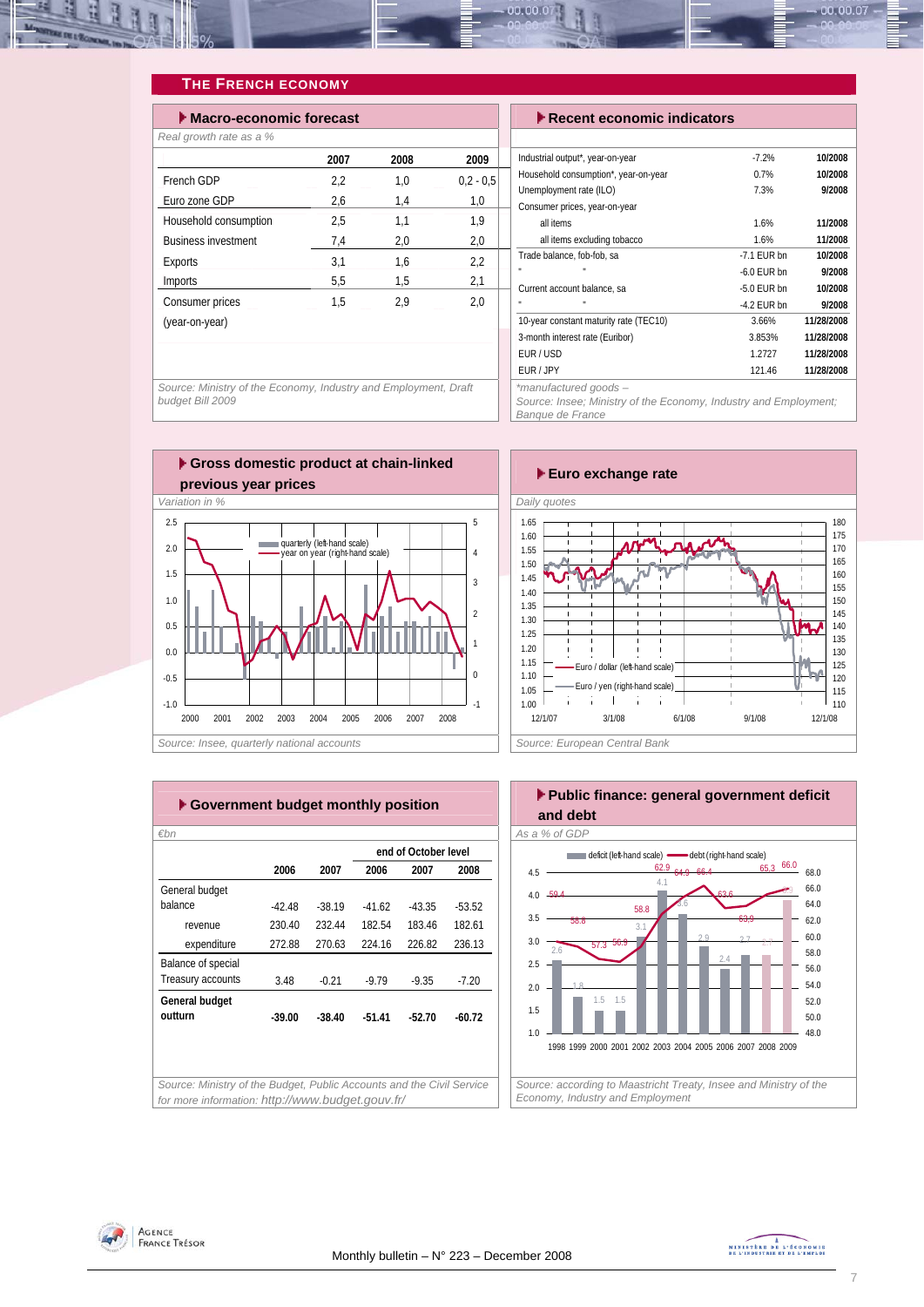## THE FRENCH ECONOMY

### Macro-economic forecast

*Real growth rate as a %*

| | 2007 | 2008 | 2009 |
|---|---|---|---|
| French GDP | 2,2 | 1,0 | 0,2 - 0,5 |
| Euro zone GDP | 2,6 | 1,4 | 1,0 |
| Household consumption | 2,5 | 1,1 | 1,9 |
| Business investment | 7,4 | 2,0 | 2,0 |
| Exports | 3,1 | 1,6 | 2,2 |
| Imports | 5,5 | 1,5 | 2,1 |
| Consumer prices (year-on-year) | 1,5 | 2,9 | 2,0 |

*Source: Ministry of the Economy, Industry and Employment, Draft budget Bill 2009*

### Recent economic indicators

| | | |
|---|---|---|
| Industrial output*, year-on-year | -7.2% | 10/2008 |
| Household consumption*, year-on-year | 0.7% | 10/2008 |
| Unemployment rate (ILO) | 7.3% | 9/2008 |
| Consumer prices, year-on-year | | |
| all items | 1.6% | 11/2008 |
| all items excluding tobacco | 1.6% | 11/2008 |
| Trade balance, fob-fob, sa | -7.1 EUR bn | 10/2008 |
| " " | -6.0 EUR bn | 9/2008 |
| Current account balance, sa | -5.0 EUR bn | 10/2008 |
| " " | -4.2 EUR bn | 9/2008 |
| 10-year constant maturity rate (TEC10) | 3.66% | 11/28/2008 |
| 3-month interest rate (Euribor) | 3.853% | 11/28/2008 |
| EUR / USD | 1.2727 | 11/28/2008 |
| EUR / JPY | 121.46 | 11/28/2008 |

*manufactured goods –
*Source: Insee; Ministry of the Economy, Industry and Employment; Banque de France*

### Gross domestic product at chain-linked previous year prices

*Variation in %*

*Source: Insee, quarterly national accounts*

### Euro exchange rate

*Daily quotes*

*Source: European Central Bank*

### Government budget monthly position

*€bn*

| | 2006 | 2007 | end of October level 2006 | 2007 | 2008 |
|---|---|---|---|---|---|
| General budget balance | -42.48 | -38.19 | -41.62 | -43.35 | -53.52 |
| revenue | 230.40 | 232.44 | 182.54 | 183.46 | 182.61 |
| expenditure | 272.88 | 270.63 | 224.16 | 226.82 | 236.13 |
| Balance of special Treasury accounts | 3.48 | -0.21 | -9.79 | -9.35 | -7.20 |
| **General budget outturn** | **-39.00** | **-38.40** | **-51.41** | **-52.70** | **-60.72** |

*Source: Ministry of the Budget, Public Accounts and the Civil Service for more information: http://www.budget.gouv.fr/*

### Public finance: general government deficit and debt

*As a % of GDP*

*Source: according to Maastricht Treaty, Insee and Ministry of the Economy, Industry and Employment*

Monthly bulletin – N° 223 – December 2008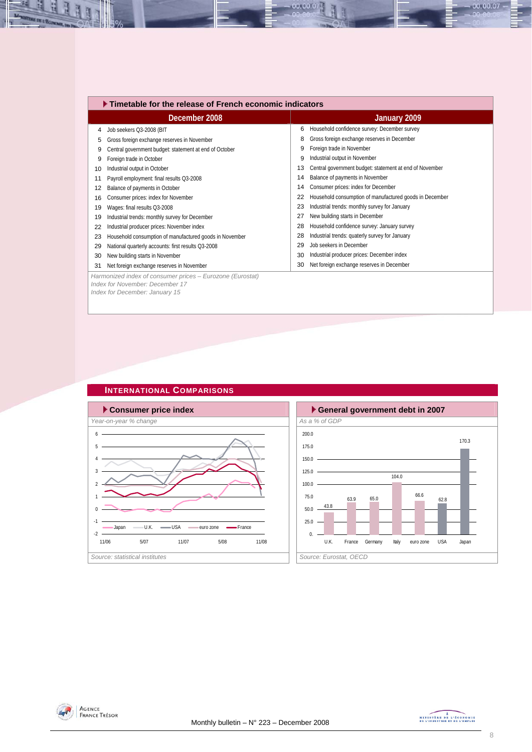## Timetable for the release of French economic indicators

| December 2008 | | January 2009 | |
|---|---|---|---|
| 4 | Job seekers Q3-2008 (BIT | 6 | Household confidence survey: December survey |
| 5 | Gross foreign exchange reserves in November | 8 | Gross foreign exchange reserves in December |
| 9 | Central government budget: statement at end of October | 9 | Foreign trade in November |
| 9 | Foreign trade in October | 9 | Industrial output in November |
| 10 | Industrial output in October | 13 | Central government budget: statement at end of November |
| 11 | Payroll employment: final results Q3-2008 | 14 | Balance of payments in November |
| 12 | Balance of payments in October | 14 | Consumer prices: index for December |
| 16 | Consumer prices: index for November | 22 | Household consumption of manufactured goods in December |
| 19 | Wages: final results Q3-2008 | 23 | Industrial trends: monthly survey for January |
| 19 | Industrial trends: monthly survey for December | 27 | New building starts in December |
| 22 | Industrial producer prices: November index | 28 | Household confidence survey: January survey |
| 23 | Household consumption of manufactured goods in November | 28 | Industrial trends: quaterly survey for January |
| 29 | National quarterly accounts: first results Q3-2008 | 29 | Job seekers in December |
| 30 | New building starts in November | 30 | Industrial producer prices: December index |
| 31 | Net foreign exchange reserves in November | 30 | Net foreign exchange reserves in December |

*Harmonized index of consumer prices – Eurozone (Eurostat)*
*Index for November: December 17*
*Index for December: January 15*

## International Comparisons

### Consumer price index

*Year-on-year % change*

*Source: statistical institutes*

### General government debt in 2007

*As a % of GDP*

| U.K. | France | Germany | Italy | euro zone | USA | Japan |
|---|---|---|---|---|---|---|
| 43.8 | 63.9 | 65.0 | 104.0 | 66.6 | 62.8 | 170.3 |

*Source: Eurostat, OECD*

Monthly bulletin – N° 223 – December 2008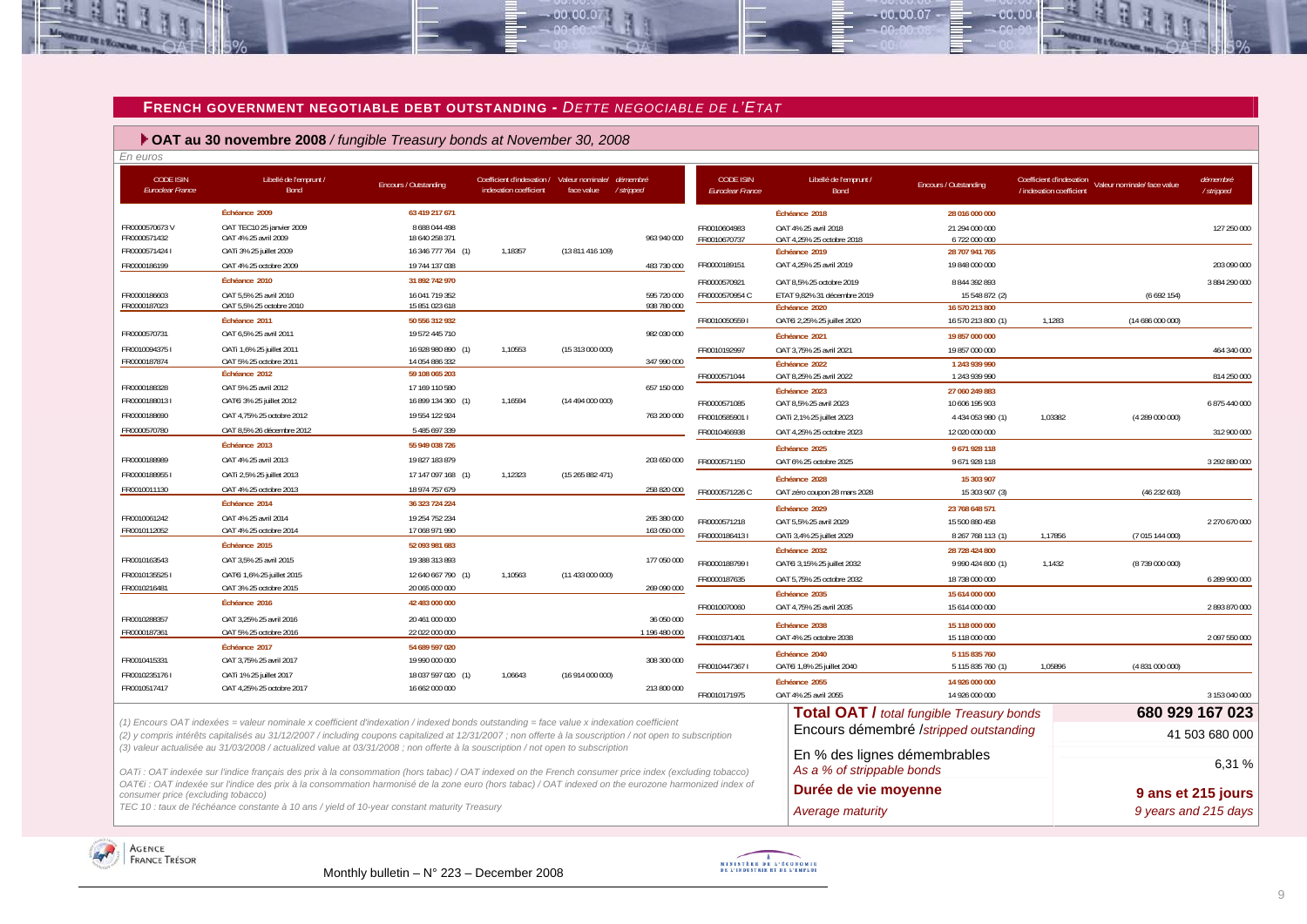## FRENCH GOVERNMENT NEGOTIABLE DEBT OUTSTANDING - *DETTE NEGOCIABLE DE L'ETAT*

### OAT au 30 novembre 2008 / *fungible Treasury bonds at November 30, 2008*

*En euros*

| CODE ISIN *Euroclear France* | Libellé de l'emprunt / Bond | Encours / Outstanding | Coefficient d'indexation / indexation coefficient | Valeur nominale/ face value | démembré / stripped |
|---|---|---|---|---|---|
| | **Échéance 2009** | **63 419 217 671** | | | |
| FR0000570673 V | OAT TEC10 25 janvier 2009 | 8 688 044 498 | | | |
| FR0000571432 | OAT 4% 25 avril 2009 | 18 640 258 371 | | | 963 940 000 |
| FR0000571424 I | OATi 3% 25 juillet 2009 | 16 346 777 764 (1) | 1,18357 | (13 811 416 109) | |
| FR0000186199 | OAT 4% 25 octobre 2009 | 19 744 137 038 | | | 483 730 000 |
| | **Échéance 2010** | **31 892 742 970** | | | |
| FR0000186603 | OAT 5,5% 25 avril 2010 | 16 041 719 352 | | | 595 720 000 |
| FR0000187023 | OAT 5,5% 25 octobre 2010 | 15 851 023 618 | | | 938 780 000 |
| | **Échéance 2011** | **50 556 312 932** | | | |
| FR0000570731 | OAT 6,5% 25 avril 2011 | 19 572 445 710 | | | 982 030 000 |
| FR0010094375 I | OATi 1,6% 25 juillet 2011 | 16 928 980 890 (1) | 1,10553 | (15 313 000 000) | |
| FR0000187874 | OAT 5% 25 octobre 2011 | 14 054 886 332 | | | 347 990 000 |
| | **Échéance 2012** | **59 108 065 203** | | | |
| FR0000188328 | OAT 5% 25 avril 2012 | 17 169 110 580 | | | 657 150 000 |
| FR0000188013 I | OAT€i 3% 25 juillet 2012 | 16 899 134 360 (1) | 1,16594 | (14 494 000 000) | |
| FR0000188690 | OAT 4,75% 25 octobre 2012 | 19 554 122 924 | | | 763 200 000 |
| FR0000570780 | OAT 8,5% 26 décembre 2012 | 5 485 697 339 | | | |
| | **Échéance 2013** | **55 949 038 726** | | | |
| FR0000188989 | OAT 4% 25 avril 2013 | 19 827 183 879 | | | 203 650 000 |
| FR0000188955 I | OATi 2,5% 25 juillet 2013 | 17 147 097 168 (1) | 1,12323 | (15 265 882 471) | |
| FR0010011130 | OAT 4% 25 octobre 2013 | 18 974 757 679 | | | 258 820 000 |
| | **Échéance 2014** | **36 323 724 224** | | | |
| FR0010061242 | OAT 4% 25 avril 2014 | 19 254 752 234 | | | 265 380 000 |
| FR0010112052 | OAT 4% 25 octobre 2014 | 17 068 971 990 | | | 163 050 000 |
| | **Échéance 2015** | **52 093 981 683** | | | |
| FR0010163543 | OAT 3,5% 25 avril 2015 | 19 388 313 893 | | | 177 050 000 |
| FR0010135525 I | OAT€i 1,6% 25 juillet 2015 | 12 640 667 790 (1) | 1,10563 | (11 433 000 000) | |
| FR0010216481 | OAT 3% 25 octobre 2015 | 20 065 000 000 | | | 269 090 000 |
| | **Échéance 2016** | **42 483 000 000** | | | |
| FR0010288357 | OAT 3,25% 25 avril 2016 | 20 461 000 000 | | | 36 050 000 |
| FR0000187361 | OAT 5% 25 octobre 2016 | 22 022 000 000 | | | 1 196 480 000 |
| | **Échéance 2017** | **54 689 597 020** | | | |
| FR0010415331 | OAT 3,75% 25 avril 2017 | 19 990 000 000 | | | 308 300 000 |
| FR0010235176 I | OATi 1% 25 juillet 2017 | 18 037 597 020 (1) | 1,06643 | (16 914 000 000) | |
| FR0010517417 | OAT 4,25% 25 octobre 2017 | 16 662 000 000 | | | 213 800 000 |
| | **Échéance 2018** | **28 016 000 000** | | | |
| FR0010604983 | OAT 4% 25 avril 2018 | 21 294 000 000 | | | 127 250 000 |
| FR0010670737 | OAT 4,25% 25 octobre 2018 | 6 722 000 000 | | | |
| | **Échéance 2019** | **28 707 941 765** | | | |
| FR0000189151 | OAT 4,25% 25 avril 2019 | 19 848 000 000 | | | 203 090 000 |
| FR0000570921 | OAT 8,5% 25 octobre 2019 | 8 844 392 893 | | | 3 884 290 000 |
| FR0000570954 C | ETAT 9,82% 31 décembre 2019 | 15 548 872 (2) | | (6 692 154) | |
| | **Échéance 2020** | **16 570 213 800** | | | |
| FR0010050559 I | OAT€i 2,25% 25 juillet 2020 | 16 570 213 800 (1) | 1,1283 | (14 686 000 000) | |
| | **Échéance 2021** | **19 857 000 000** | | | |
| FR0010192997 | OAT 3,75% 25 avril 2021 | 19 857 000 000 | | | 464 340 000 |
| | **Échéance 2022** | **1 243 939 990** | | | |
| FR0000571044 | OAT 8,25% 25 avril 2022 | 1 243 939 990 | | | 814 250 000 |
| | **Échéance 2023** | **27 060 249 883** | | | |
| FR0000571085 | OAT 8,5% 25 avril 2023 | 10 606 195 903 | | | 6 875 440 000 |
| FR0010585901 I | OATi 2,1% 25 juillet 2023 | 4 434 053 980 (1) | 1,03382 | (4 289 000 000) | |
| FR0010466938 | OAT 4,25% 25 octobre 2023 | 12 020 000 000 | | | 312 900 000 |
| | **Échéance 2025** | **9 671 928 118** | | | |
| FR0000571150 | OAT 6% 25 octobre 2025 | 9 671 928 118 | | | 3 292 880 000 |
| | **Échéance 2028** | **15 303 907** | | | |
| FR0000571226 C | OAT zéro coupon 28 mars 2028 | 15 303 907 (3) | | (46 232 603) | |
| | **Échéance 2029** | **23 768 648 571** | | | |
| FR0000571218 | OAT 5,5% 25 avril 2029 | 15 500 880 458 | | | 2 270 670 000 |
| FR0000186413 I | OATi 3,4% 25 juillet 2029 | 8 267 768 113 (1) | 1,17856 | (7 015 144 000) | |
| | **Échéance 2032** | **28 728 424 800** | | | |
| FR0000188799 I | OAT€i 3,15% 25 juillet 2032 | 9 990 424 800 (1) | 1,1432 | (8 739 000 000) | |
| FR0000187635 | OAT 5,75% 25 octobre 2032 | 18 738 000 000 | | | 6 289 900 000 |
| | **Échéance 2035** | **15 614 000 000** | | | |
| FR0010070060 | OAT 4,75% 25 avril 2035 | 15 614 000 000 | | | 2 893 870 000 |
| | **Échéance 2038** | **15 118 000 000** | | | |
| FR0010371401 | OAT 4% 25 octobre 2038 | 15 118 000 000 | | | 2 097 550 000 |
| | **Échéance 2040** | **5 115 835 760** | | | |
| FR0010447367 I | OAT€i 1,8% 25 juillet 2040 | 5 115 835 760 (1) | 1,05896 | (4 831 000 000) | |
| | **Échéance 2055** | **14 926 000 000** | | | |
| FR0010171975 | OAT 4% 25 avril 2055 | 14 926 000 000 | | | 3 153 040 000 |

| | |
|---|---|
| **Total OAT /** *total fungible Treasury bonds* | **680 929 167 023** |
| Encours démembré /*stripped outstanding* | 41 503 680 000 |
| En % des lignes démembrables *As a % of strippable bonds* | 6,31 % |
| **Durée de vie moyenne** *Average maturity* | **9 ans et 215 jours** *9 years and 215 days* |

*(1) Encours OAT indexées = valeur nominale x coefficient d'indexation / indexed bonds outstanding = face value x indexation coefficient*

*(2) y compris intérêts capitalisés au 31/12/2007 / including coupons capitalized at 12/31/2007 ; non offerte à la souscription / not open to subscription*

*(3) valeur actualisée au 31/03/2008 / actualized value at 03/31/2008 ; non offerte à la souscription / not open to subscription*

*OATi : OAT indexée sur l'indice français des prix à la consommation (hors tabac) / OAT indexed on the French consumer price index (excluding tobacco)*

*OAT€i : OAT indexée sur l'indice des prix à la consommation harmonisé de la zone euro (hors tabac) / OAT indexed on the eurozone harmonized index of consumer price (excluding tobacco)*

*TEC 10 : taux de l'échéance constante à 10 ans / yield of 10-year constant maturity Treasury*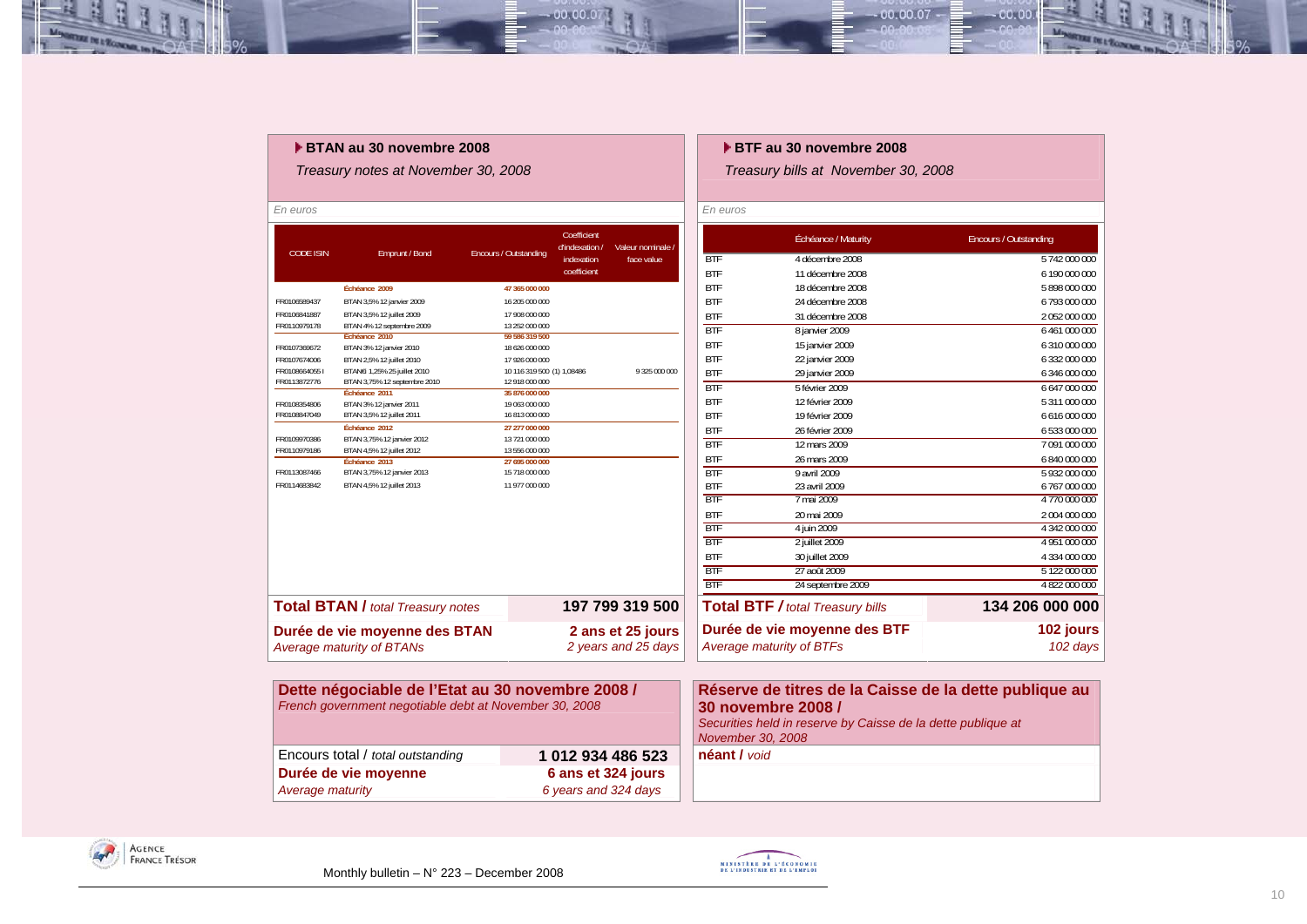## BTAN au 30 novembre 2008

*Treasury notes at November 30, 2008*

*En euros*

| CODE ISIN | Emprunt / Bond | Encours / Outstanding | Coefficient d'indexation / indexation coefficient | Valeur nominale / face value |
|---|---|---|---|---|
| | **Échéance 2009** | **47 365 000 000** | | |
| FR0106589437 | BTAN 3,5% 12 janvier 2009 | 16 205 000 000 | | |
| FR0106841887 | BTAN 3,5% 12 juillet 2009 | 17 908 000 000 | | |
| FR0110979178 | BTAN 4% 12 septembre 2009 | 13 252 000 000 | | |
| | **Échéance 2010** | **59 586 319 500** | | |
| FR0107369672 | BTAN 3% 12 janvier 2010 | 18 626 000 000 | | |
| FR0107674006 | BTAN 2,5% 12 juillet 2010 | 17 926 000 000 | | |
| FR0108664055 I | BTANi 1,25% 25 juillet 2010 | 10 116 319 500 (1) | 1,08486 | 9 325 000 000 |
| FR0113872776 | BTAN 3,75% 12 septembre 2010 | 12 918 000 000 | | |
| | **Échéance 2011** | **35 876 000 000** | | |
| FR0108354806 | BTAN 3% 12 janvier 2011 | 19 063 000 000 | | |
| FR0108847049 | BTAN 3,5% 12 juillet 2011 | 16 813 000 000 | | |
| | **Échéance 2012** | **27 277 000 000** | | |
| FR0109970386 | BTAN 3,75% 12 janvier 2012 | 13 721 000 000 | | |
| FR0110979186 | BTAN 4,5% 12 juillet 2012 | 13 556 000 000 | | |
| | **Échéance 2013** | **27 695 000 000** | | |
| FR0113087466 | BTAN 3,75% 12 janvier 2013 | 15 718 000 000 | | |
| FR0114683842 | BTAN 4,5% 12 juillet 2013 | 11 977 000 000 | | |

**Total BTAN /** *total Treasury notes* — **197 799 319 500**

**Durée de vie moyenne des BTAN** — **2 ans et 25 jours**
*Average maturity of BTANs* — *2 years and 25 days*

## BTF au 30 novembre 2008

*Treasury bills at November 30, 2008*

*En euros*

| | Échéance / Maturity | Encours / Outstanding |
|---|---|---|
| BTF | 4 décembre 2008 | 5 742 000 000 |
| BTF | 11 décembre 2008 | 6 190 000 000 |
| BTF | 18 décembre 2008 | 5 898 000 000 |
| BTF | 24 décembre 2008 | 6 793 000 000 |
| BTF | 31 décembre 2008 | 2 052 000 000 |
| BTF | 8 janvier 2009 | 6 461 000 000 |
| BTF | 15 janvier 2009 | 6 310 000 000 |
| BTF | 22 janvier 2009 | 6 332 000 000 |
| BTF | 29 janvier 2009 | 6 346 000 000 |
| BTF | 5 février 2009 | 6 647 000 000 |
| BTF | 12 février 2009 | 5 311 000 000 |
| BTF | 19 février 2009 | 6 616 000 000 |
| BTF | 26 février 2009 | 6 533 000 000 |
| BTF | 12 mars 2009 | 7 091 000 000 |
| BTF | 26 mars 2009 | 6 840 000 000 |
| BTF | 9 avril 2009 | 5 932 000 000 |
| BTF | 23 avril 2009 | 6 767 000 000 |
| BTF | 7 mai 2009 | 4 770 000 000 |
| BTF | 20 mai 2009 | 2 004 000 000 |
| BTF | 4 juin 2009 | 4 342 000 000 |
| BTF | 2 juillet 2009 | 4 951 000 000 |
| BTF | 30 juillet 2009 | 4 334 000 000 |
| BTF | 27 août 2009 | 5 122 000 000 |
| BTF | 24 septembre 2009 | 4 822 000 000 |

**Total BTF /** *total Treasury bills* — **134 206 000 000**

**Durée de vie moyenne des BTF** — **102 jours**
*Average maturity of BTFs* — *102 days*

## Dette négociable de l'Etat au 30 novembre 2008 /

*French government negotiable debt at November 30, 2008*

| | |
|---|---|
| Encours total / *total outstanding* | **1 012 934 486 523** |
| **Durée de vie moyenne** | **6 ans et 324 jours** |
| *Average maturity* | *6 years and 324 days* |

## Réserve de titres de la Caisse de la dette publique au 30 novembre 2008 /

*Securities held in reserve by Caisse de la dette publique at November 30, 2008*

**néant /** *void*

Monthly bulletin – N° 223 – December 2008